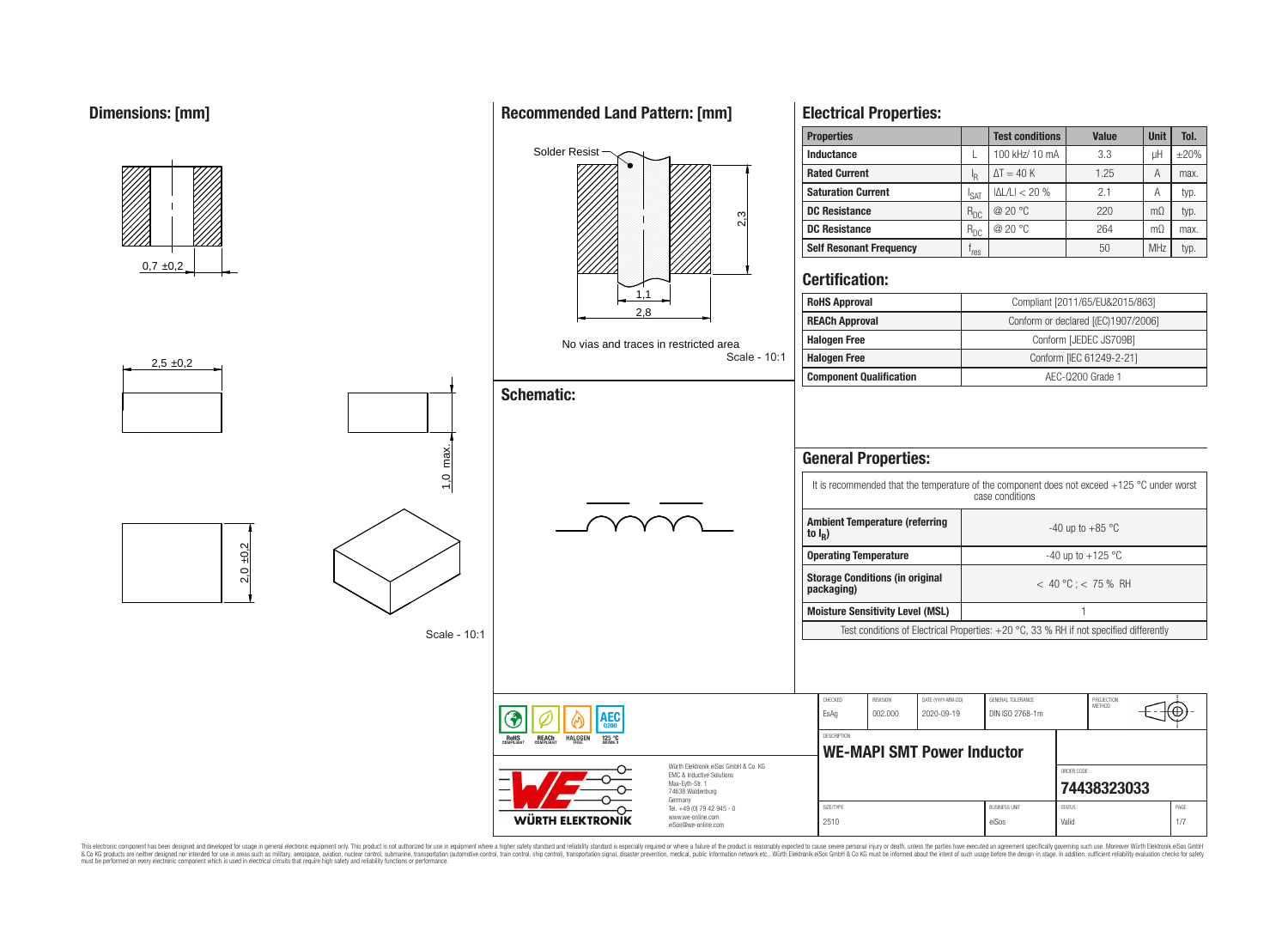## Dimensions: [mm]

0,7 ±0,2

2,5 ±0,2

2,0 ±0,2

1,0 max.

Scale - 10:1

## Recommended Land Pattern: [mm]

Solder Resist

2,3

1,1

2,8

No vias and traces in restricted area

Scale - 10:1

## Schematic:

## Electrical Properties:

| Properties | | Test conditions | Value | Unit | Tol. |
|---|---|---|---|---|---|
| Inductance | L | 100 kHz/ 10 mA | 3.3 | µH | ±20% |
| Rated Current | $I_R$ | $\Delta T = 40$ K | 1.25 | A | max. |
| Saturation Current | $I_{SAT}$ | $\|\Delta L/L\| < 20$ % | 2.1 | A | typ. |
| DC Resistance | $R_{DC}$ | @ 20 °C | 220 | mΩ | typ. |
| DC Resistance | $R_{DC}$ | @ 20 °C | 264 | mΩ | max. |
| Self Resonant Frequency | $f_{res}$ | | 50 | MHz | typ. |

## Certification:

| | |
|---|---|
| RoHS Approval | Compliant [2011/65/EU&2015/863] |
| REACh Approval | Conform or declared [(EC)1907/2006] |
| Halogen Free | Conform [JEDEC JS709B] |
| Halogen Free | Conform [IEC 61249-2-21] |
| Component Qualification | AEC-Q200 Grade 1 |

## General Properties:

It is recommended that the temperature of the component does not exceed +125 °C under worst case conditions

| | |
|---|---|
| Ambient Temperature (referring to $I_R$) | -40 up to +85 °C |
| Operating Temperature | -40 up to +125 °C |
| Storage Conditions (in original packaging) | < 40 °C ; < 75 % RH |
| Moisture Sensitivity Level (MSL) | 1 |

Test conditions of Electrical Properties: +20 °C, 33 % RH if not specified differently

| CHECKED | REVISION | DATE (YYYY-MM-DD) | GENERAL TOLERANCE | PROJECTION METHOD |
|---|---|---|---|---|
| EsAg | 002.000 | 2020-09-19 | DIN ISO 2768-1m | |

DESCRIPTION: **WE-MAPI SMT Power Inductor**

ORDER CODE: **74438323033**

| SIZE/TYPE | BUSINESS UNIT | STATUS | PAGE |
|---|---|---|---|
| 2510 | eiSos | Valid | 1/7 |

RoHS COMPLIANT · REACh COMPLIANT · HALOGEN FREE · AEC Q200 · 125 °C GRADE 1

Würth Elektronik eiSos GmbH & Co. KG
EMC & Inductive Solutions
Max-Eyth-Str. 1
74638 Waldenburg
Germany
Tel. +49 (0) 79 42 945 - 0
www.we-online.com
eiSos@we-online.com

WÜRTH ELEKTRONIK

This electronic component has been designed and developed for usage in general electronic equipment only. This product is not authorized for use in equipment where a higher safety standard and reliability standard is especially required or where a failure of the product is reasonably expected to cause severe personal injury or death, unless the parties have executed an agreement specifically governing such use. Moreover Würth Elektronik eiSos GmbH & Co KG products are neither designed nor intended for use in areas such as military, aerospace, aviation, nuclear control, submarine, transportation (automotive control, train control, ship control), transportation signal, disaster prevention, medical, public information network etc.. Würth Elektronik eiSos GmbH & Co KG must be informed about the intent of such usage before the design-in stage. In addition, sufficient reliability evaluation checks for safety must be performed on every electronic component which is used in electrical circuits that require high safety and reliability functions or performance.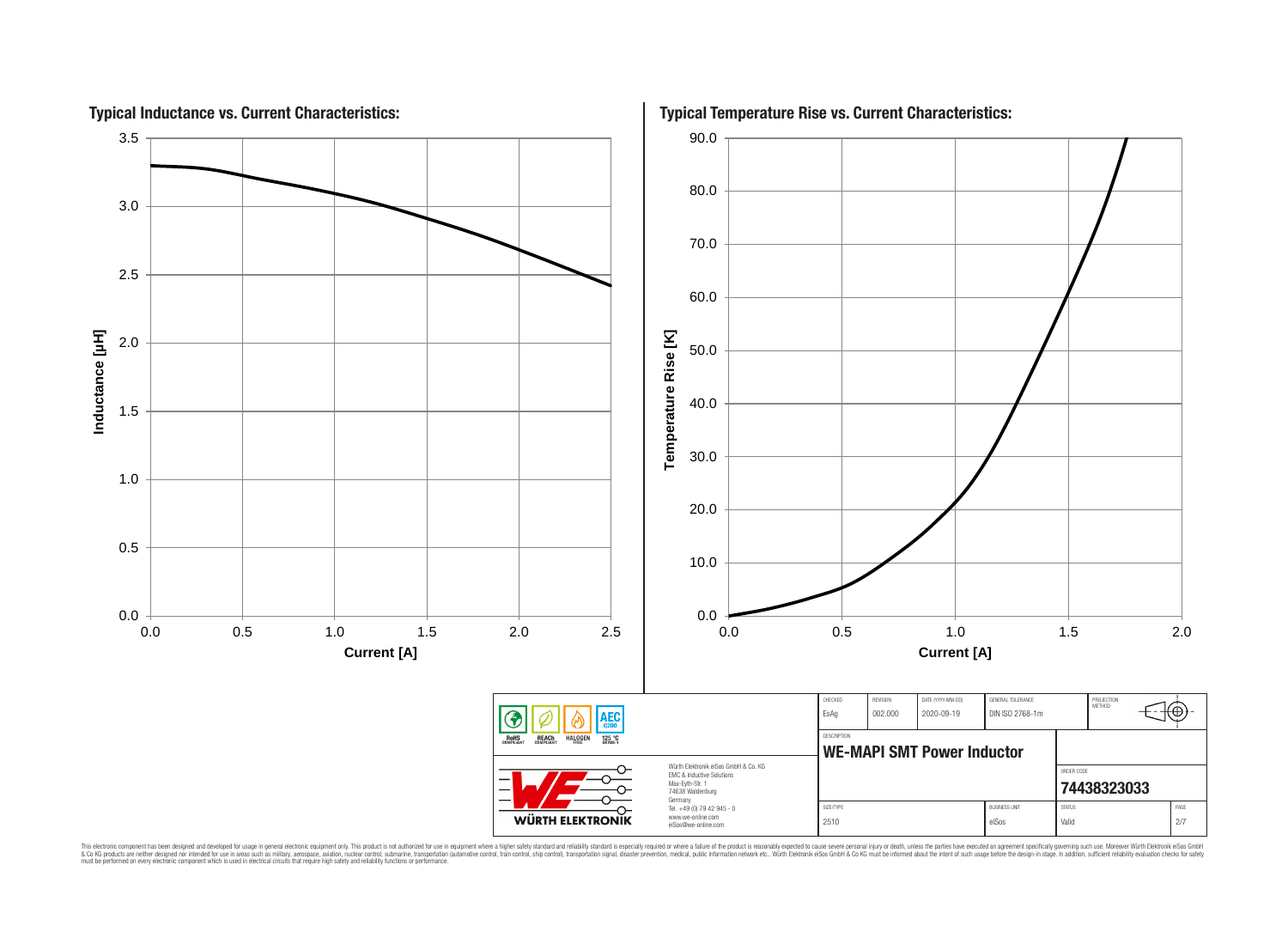## Typical Inductance vs. Current Characteristics:

Inductance [µH] vs. Current [A]

## Typical Temperature Rise vs. Current Characteristics:

Temperature Rise [K] vs. Current [A]

| CHECKED | REVISION | DATE (YYYY-MM-DD) | GENERAL TOLERANCE | PROJECTION METHOD |
|---|---|---|---|---|
| EsAg | 002.000 | 2020-09-19 | DIN ISO 2768-1m | |

DESCRIPTION

**WE-MAPI SMT Power Inductor**

ORDER CODE

**74438323033**

| SIZE/TYPE | BUSINESS UNIT | STATUS | PAGE |
|---|---|---|---|
| 2510 | eiSos | Valid | 2/7 |

RoHS COMPLIANT · REACh COMPLIANT · HALOGEN FREE · AEC Q200 · 125 °C GRADE 1

WÜRTH ELEKTRONIK

Würth Elektronik eiSos GmbH & Co. KG
EMC & Inductive Solutions
Max-Eyth-Str. 1
74638 Waldenburg
Germany
Tel. +49 (0) 79 42 945 - 0
www.we-online.com
eiSos@we-online.com

This electronic component has been designed and developed for usage in general electronic equipment only. This product is not authorized for use in equipment where a higher safety standard and reliability standard is especially required or where a failure of the product is reasonably expected to cause severe personal injury or death, unless the parties have executed an agreement specifically governing such use. Moreover Würth Elektronik eiSos GmbH & Co KG products are neither designed nor intended for use in areas such as military, aerospace, aviation, nuclear control, submarine, transportation (automotive control, train control, ship control), transportation signal, disaster prevention, medical, public information network etc.. Würth Elektronik eiSos GmbH & Co KG must be informed about the intent of such usage before the design-in stage. In addition, sufficient reliability evaluation checks for safety must be performed on every electronic component which is used in electrical circuits that require high safety and reliability functions or performance.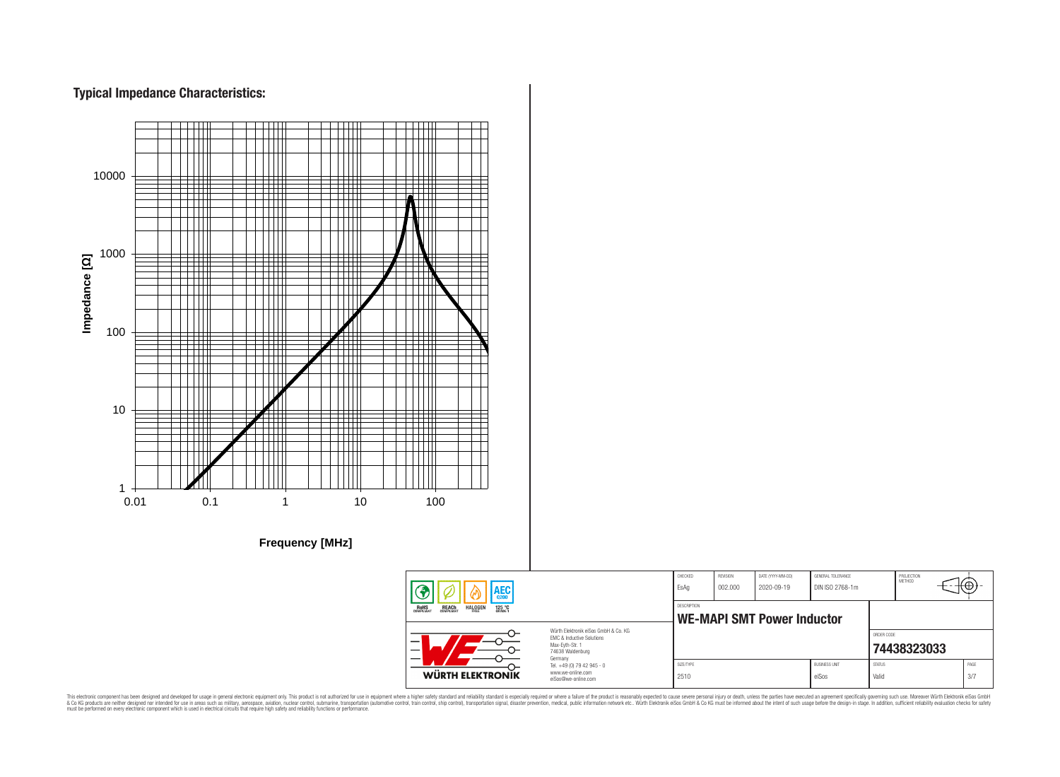## Typical Impedance Characteristics:

Impedance [Ω]

10000

1000

100

10

1

0.01 0.1 1 10 100

Frequency [MHz]

| CHECKED | REVISION | DATE (YYYY-MM-DD) | GENERAL TOLERANCE | PROJECTION METHOD |
| --- | --- | --- | --- | --- |
| EsAg | 002.000 | 2020-09-19 | DIN ISO 2768-1m | |

RoHS COMPLIANT | REACh COMPLIANT | HALOGEN FREE | AEC Q200 125 °C GRADE 1

DESCRIPTION

**WE-MAPI SMT Power Inductor**

ORDER CODE

**74438323033**

| SIZE/TYPE | BUSINESS UNIT | STATUS | PAGE |
| --- | --- | --- | --- |
| 2510 | eiSos | Valid | 3/7 |

WÜRTH ELEKTRONIK

Würth Elektronik eiSos GmbH & Co. KG
EMC & Inductive Solutions
Max-Eyth-Str. 1
74638 Waldenburg
Germany
Tel. +49 (0) 79 42 945 - 0
www.we-online.com
eiSos@we-online.com

This electronic component has been designed and developed for usage in general electronic equipment only. This product is not authorized for use in equipment where a higher safety standard and reliability standard is especially required or where a failure of the product is reasonably expected to cause severe personal injury or death, unless the parties have executed an agreement specifically governing such use. Moreover Würth Elektronik eiSos GmbH & Co KG products are neither designed nor intended for use in areas such as military, aerospace, aviation, nuclear control, submarine, transportation (automotive control, train control, ship control), transportation signal, disaster prevention, medical, public information network etc.. Würth Elektronik eiSos GmbH & Co KG must be informed about the intent of such usage before the design-in stage. In addition, sufficient reliability evaluation checks for safety must be performed on every electronic component which is used in electrical circuits that require high safety and reliability functions or performance.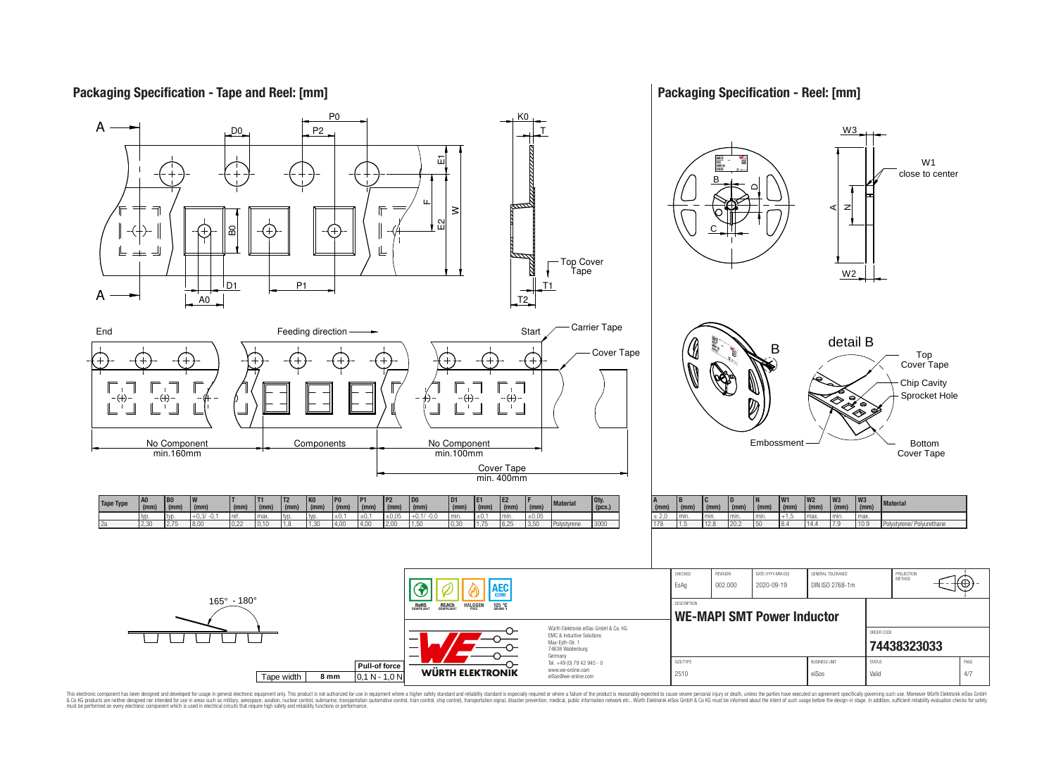## Packaging Specification - Tape and Reel: [mm]

A — P0, D0, P2, K0, T, E1, F, W, E2, B0, Top Cover Tape, D1, P1, T1, A0, T2

End — Feeding direction — Start — Carrier Tape — Cover Tape

No Component min.160mm — Components — No Component min.100mm — Cover Tape min. 400mm

| Tape Type | A0 (mm) | B0 (mm) | W (mm) | T (mm) | T1 (mm) | T2 (mm) | K0 (mm) | P0 (mm) | P1 (mm) | P2 (mm) | D0 (mm) | D1 (mm) | E1 (mm) | E2 (mm) | F (mm) | Material | Qty. (pcs.) |
|---|---|---|---|---|---|---|---|---|---|---|---|---|---|---|---|---|---|
| | typ. | typ. | +0,3/ -0,1 | ref. | max. | typ. | typ. | ±0,1 | ±0,1 | ±0,05 | +0,1/ -0,0 | min. | ±0,1 | min. | ±0,05 | | |
| 2a | 2,30 | 2,75 | 8,00 | 0,22 | 0,10 | 1,8 | 1,30 | 4,00 | 4,00 | 2,00 | 1,50 | 0,30 | 1,75 | 6,25 | 3,50 | Polystyrene | 3000 |

165° - 180°

| Tape width | 8 mm |
|---|---|
| Pull-of force | 0,1 N - 1,0 N |

## Packaging Specification - Reel: [mm]

W3, W1 close to center, A, N, W2, B, D, C

detail B — Top Cover Tape — Chip Cavity — Sprocket Hole — Embossment — Bottom Cover Tape

| A (mm) | B (mm) | C (mm) | D (mm) | N (mm) | W1 (mm) | W2 (mm) | W3 (mm) | W3 (mm) | Material |
|---|---|---|---|---|---|---|---|---|---|
| ± 2,0 | min. | min. | min. | min. | +1,5 | max. | min. | max. | |
| 178 | 1.5 | 12.8 | 20.2 | 50 | 8.4 | 14.4 | 7.9 | 10.9 | Polystyrene/ Polyurethane |

RoHS COMPLIANT | REACh COMPLIANT | HALOGEN FREE | 125 °C GRADE 1 | AEC Q200

Würth Elektronik eiSos GmbH & Co. KG
EMC & Inductive Solutions
Max-Eyth-Str. 1
74638 Waldenburg
Germany
Tel. +49 (0) 79 42 945 - 0
www.we-online.com
eiSos@we-online.com

| CHECKED | REVISION | DATE (YYYY-MM-DD) | GENERAL TOLERANCE | PROJECTION METHOD |
|---|---|---|---|---|
| EsAg | 002.000 | 2020-09-19 | DIN ISO 2768-1m | |

DESCRIPTION
**WE-MAPI SMT Power Inductor**

ORDER CODE
**74438323033**

| SIZE/TYPE | BUSINESS UNIT | STATUS | PAGE |
|---|---|---|---|
| 2510 | eiSos | Valid | 4/7 |

This electronic component has been designed and developed for usage in general electronic equipment only. This product is not authorized for use in equipment where a higher safety standard and reliability standard is especially required or where a failure of the product is reasonably expected to cause severe personal injury or death, unless the parties have executed an agreement specifically governing such use. Moreover Würth Elektronik eiSos GmbH & Co KG products are neither designed nor intended for use in areas such as military, aerospace, aviation, nuclear control, submarine, transportation (automotive control, train control, ship control), transportation signal, disaster prevention, medical, public information network etc.. Würth Elektronik eiSos GmbH & Co KG must be informed about the intent of such usage before the design-in stage. In addition, sufficient reliability evaluation checks for safety must be performed on every electronic component which is used in electrical circuits that require high safety and reliability functions or performance.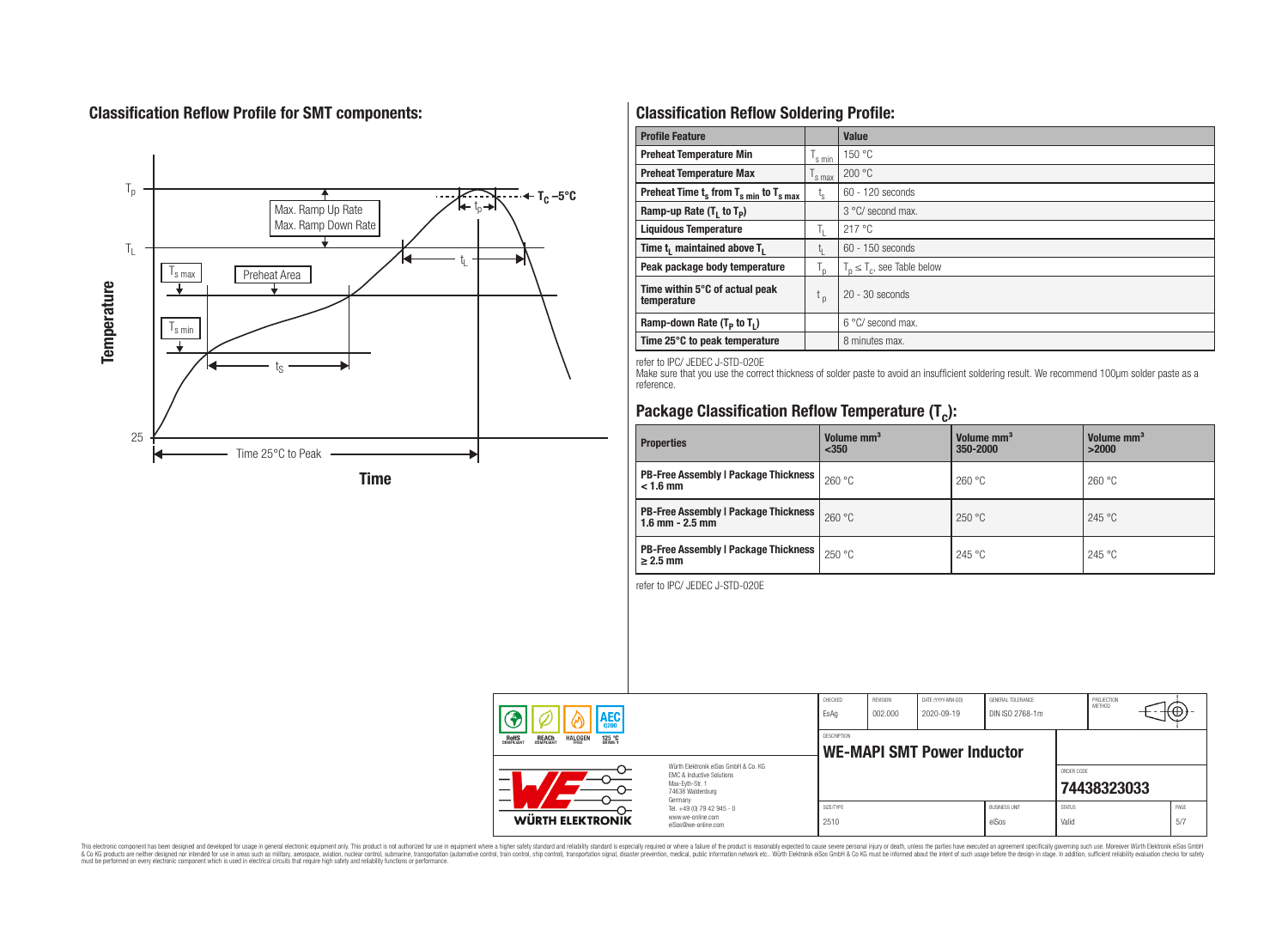## Classification Reflow Profile for SMT components:

## Classification Reflow Soldering Profile:

| Profile Feature | | Value |
|---|---|---|
| Preheat Temperature Min | $T_{s\ min}$ | 150 °C |
| Preheat Temperature Max | $T_{s\ max}$ | 200 °C |
| Preheat Time $t_s$ from $T_{s\ min}$ to $T_{s\ max}$ | $t_s$ | 60 - 120 seconds |
| Ramp-up Rate ($T_L$ to $T_P$) | | 3 °C/ second max. |
| Liquidous Temperature | $T_L$ | 217 °C |
| Time $t_L$ maintained above $T_L$ | $t_L$ | 60 - 150 seconds |
| Peak package body temperature | $T_p$ | $T_p \leq T_c$, see Table below |
| Time within 5°C of actual peak temperature | $t_p$ | 20 - 30 seconds |
| Ramp-down Rate ($T_P$ to $T_L$) | | 6 °C/ second max. |
| Time 25°C to peak temperature | | 8 minutes max. |

refer to IPC/ JEDEC J-STD-020E

Make sure that you use the correct thickness of solder paste to avoid an insufficient soldering result. We recommend 100µm solder paste as a reference.

## Package Classification Reflow Temperature ($T_c$):

| Properties | Volume mm³ <350 | Volume mm³ 350-2000 | Volume mm³ >2000 |
|---|---|---|---|
| PB-Free Assembly \| Package Thickness < 1.6 mm | 260 °C | 260 °C | 260 °C |
| PB-Free Assembly \| Package Thickness 1.6 mm - 2.5 mm | 260 °C | 250 °C | 245 °C |
| PB-Free Assembly \| Package Thickness ≥ 2.5 mm | 250 °C | 245 °C | 245 °C |

refer to IPC/ JEDEC J-STD-020E

| CHECKED | REVISION | DATE (YYYY-MM-DD) | GENERAL TOLERANCE | PROJECTION METHOD |
|---|---|---|---|---|
| EsAg | 002.000 | 2020-09-19 | DIN ISO 2768-1m | |

DESCRIPTION: **WE-MAPI SMT Power Inductor**

ORDER CODE: **74438323033**

| SIZE/TYPE | BUSINESS UNIT | STATUS | PAGE |
|---|---|---|---|
| 2510 | eiSos | Valid | 5/7 |

Würth Elektronik eiSos GmbH & Co. KG
EMC & Inductive Solutions
Max-Eyth-Str. 1
74638 Waldenburg
Germany
Tel. +49 (0) 79 42 945 - 0
www.we-online.com
eiSos@we-online.com

This electronic component has been designed and developed for usage in general electronic equipment only. This product is not authorized for use in equipment where a higher safety standard and reliability standard is especially required or where a failure of the product is reasonably expected to cause severe personal injury or death, unless the parties have executed an agreement specifically governing such use. Moreover Würth Elektronik eiSos GmbH & Co KG products are neither designed nor intended for use in areas such as military, aerospace, aviation, nuclear control, submarine, transportation (automotive control, train control, ship control), transportation signal, disaster prevention, medical, public information network etc.. Würth Elektronik eiSos GmbH & Co KG must be informed about the intent of such usage before the design-in stage. In addition, sufficient reliability evaluation checks for safety must be performed on every electronic component which is used in electrical circuits that require high safety and reliability functions or performance.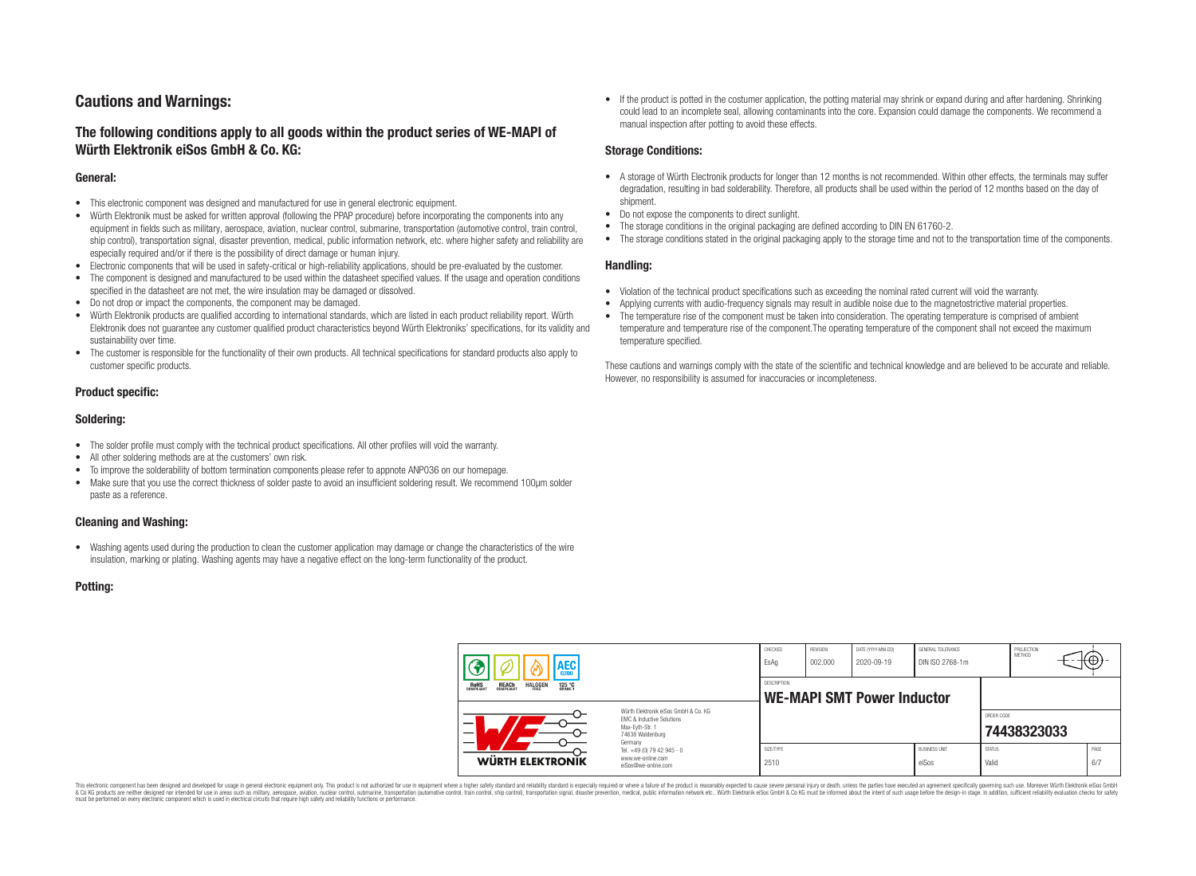# Cautions and Warnings:

## The following conditions apply to all goods within the product series of WE-MAPI of Würth Elektronik eiSos GmbH & Co. KG:

### General:

- This electronic component was designed and manufactured for use in general electronic equipment.
- Würth Elektronik must be asked for written approval (following the PPAP procedure) before incorporating the components into any equipment in fields such as military, aerospace, aviation, nuclear control, submarine, transportation (automotive control, train control, ship control), transportation signal, disaster prevention, medical, public information network, etc. where higher safety and reliability are especially required and/or if there is the possibility of direct damage or human injury.
- Electronic components that will be used in safety-critical or high-reliability applications, should be pre-evaluated by the customer.
- The component is designed and manufactured to be used within the datasheet specified values. If the usage and operation conditions specified in the datasheet are not met, the wire insulation may be damaged or dissolved.
- Do not drop or impact the components, the component may be damaged.
- Würth Elektronik products are qualified according to international standards, which are listed in each product reliability report. Würth Elektronik does not guarantee any customer qualified product characteristics beyond Würth Elektroniks' specifications, for its validity and sustainability over time.
- The customer is responsible for the functionality of their own products. All technical specifications for standard products also apply to customer specific products.

### Product specific:

### Soldering:

- The solder profile must comply with the technical product specifications. All other profiles will void the warranty.
- All other soldering methods are at the customers' own risk.
- To improve the solderability of bottom termination components please refer to appnote ANP036 on our homepage.
- Make sure that you use the correct thickness of solder paste to avoid an insufficient soldering result. We recommend 100µm solder paste as a reference.

### Cleaning and Washing:

- Washing agents used during the production to clean the customer application may damage or change the characteristics of the wire insulation, marking or plating. Washing agents may have a negative effect on the long-term functionality of the product.

### Potting:

- If the product is potted in the costumer application, the potting material may shrink or expand during and after hardening. Shrinking could lead to an incomplete seal, allowing contaminants into the core. Expansion could damage the components. We recommend a manual inspection after potting to avoid these effects.

### Storage Conditions:

- A storage of Würth Electronik products for longer than 12 months is not recommended. Within other effects, the terminals may suffer degradation, resulting in bad solderability. Therefore, all products shall be used within the period of 12 months based on the day of shipment.
- Do not expose the components to direct sunlight.
- The storage conditions in the original packaging are defined according to DIN EN 61760-2.
- The storage conditions stated in the original packaging apply to the storage time and not to the transportation time of the components.

### Handling:

- Violation of the technical product specifications such as exceeding the nominal rated current will void the warranty.
- Applying currents with audio-frequency signals may result in audible noise due to the magnetostrictive material properties.
- The temperature rise of the component must be taken into consideration. The operating temperature is comprised of ambient temperature and temperature rise of the component.The operating temperature of the component shall not exceed the maximum temperature specified.

These cautions and warnings comply with the state of the scientific and technical knowledge and are believed to be accurate and reliable. However, no responsibility is assumed for inaccuracies or incompleteness.

| CHECKED | REVISION | DATE (YYYY-MM-DD) | GENERAL TOLERANCE | PROJECTION METHOD |
|---|---|---|---|---|
| EsAg | 002.000 | 2020-09-19 | DIN ISO 2768-1m | |

| DESCRIPTION | ORDER CODE |
|---|---|
| **WE-MAPI SMT Power Inductor** | **74438323033** |

| SIZE/TYPE | BUSINESS UNIT | STATUS |
|---|---|---|
| 2510 | eiSos | Valid |

Würth Elektronik eiSos GmbH & Co. KG
EMC & Inductive Solutions
Max-Eyth-Str. 1
74638 Waldenburg
Germany
Tel. +49 (0) 79 42 945 - 0
www.we-online.com
eiSos@we-online.com

This electronic component has been designed and developed for usage in general electronic equipment only. This product is not authorized for use in equipment where a higher safety standard and reliability standard is especially required or where a failure of the product is reasonably expected to cause severe personal injury or death, unless the parties have executed an agreement specifically governing such use. Moreover Würth Elektronik eiSos GmbH & Co KG products are neither designed nor intended for use in areas such as military, aerospace, aviation, nuclear control, submarine, transportation (automotive control, train control, ship control), transportation signal, disaster prevention, medical, public information network etc.. Würth Elektronik eiSos GmbH & Co KG must be informed about the intent of such usage before the design-in stage. In addition, sufficient reliability evaluation checks for safety must be performed on every electronic component which is used in electrical circuits that require high safety and reliability functions or performance.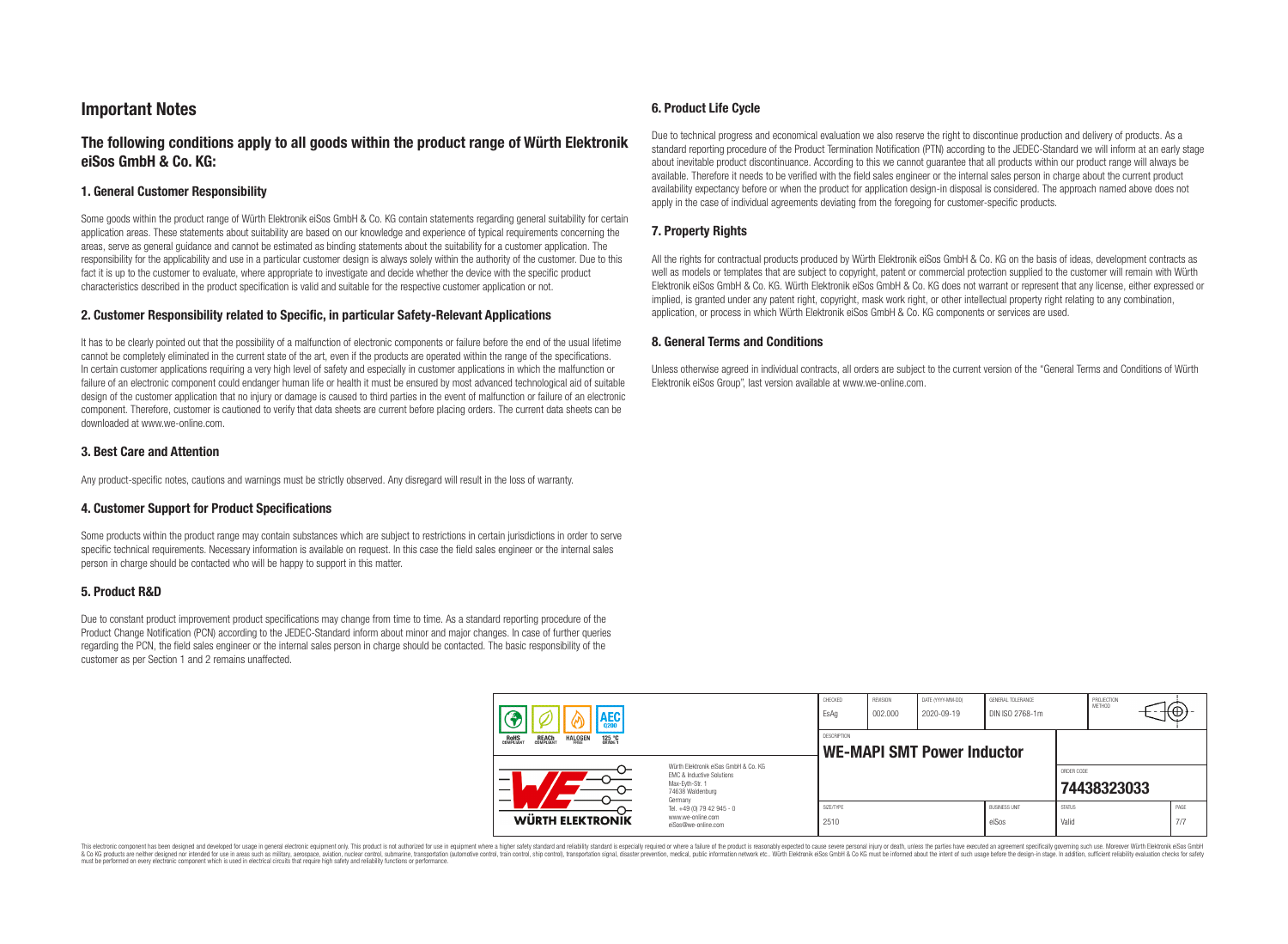# Important Notes

## The following conditions apply to all goods within the product range of Würth Elektronik eiSos GmbH & Co. KG:

### 1. General Customer Responsibility

Some goods within the product range of Würth Elektronik eiSos GmbH & Co. KG contain statements regarding general suitability for certain application areas. These statements about suitability are based on our knowledge and experience of typical requirements concerning the areas, serve as general guidance and cannot be estimated as binding statements about the suitability for a customer application. The responsibility for the applicability and use in a particular customer design is always solely within the authority of the customer. Due to this fact it is up to the customer to evaluate, where appropriate to investigate and decide whether the device with the specific product characteristics described in the product specification is valid and suitable for the respective customer application or not.

### 2. Customer Responsibility related to Specific, in particular Safety-Relevant Applications

It has to be clearly pointed out that the possibility of a malfunction of electronic components or failure before the end of the usual lifetime cannot be completely eliminated in the current state of the art, even if the products are operated within the range of the specifications. In certain customer applications requiring a very high level of safety and especially in customer applications in which the malfunction or failure of an electronic component could endanger human life or health it must be ensured by most advanced technological aid of suitable design of the customer application that no injury or damage is caused to third parties in the event of malfunction or failure of an electronic component. Therefore, customer is cautioned to verify that data sheets are current before placing orders. The current data sheets can be downloaded at www.we-online.com.

### 3. Best Care and Attention

Any product-specific notes, cautions and warnings must be strictly observed. Any disregard will result in the loss of warranty.

### 4. Customer Support for Product Specifications

Some products within the product range may contain substances which are subject to restrictions in certain jurisdictions in order to serve specific technical requirements. Necessary information is available on request. In this case the field sales engineer or the internal sales person in charge should be contacted who will be happy to support in this matter.

### 5. Product R&D

Due to constant product improvement product specifications may change from time to time. As a standard reporting procedure of the Product Change Notification (PCN) according to the JEDEC-Standard inform about minor and major changes. In case of further queries regarding the PCN, the field sales engineer or the internal sales person in charge should be contacted. The basic responsibility of the customer as per Section 1 and 2 remains unaffected.

### 6. Product Life Cycle

Due to technical progress and economical evaluation we also reserve the right to discontinue production and delivery of products. As a standard reporting procedure of the Product Termination Notification (PTN) according to the JEDEC-Standard we will inform at an early stage about inevitable product discontinuance. According to this we cannot guarantee that all products within our product range will always be available. Therefore it needs to be verified with the field sales engineer or the internal sales person in charge about the current product availability expectancy before or when the product for application design-in disposal is considered. The approach named above does not apply in the case of individual agreements deviating from the foregoing for customer-specific products.

### 7. Property Rights

All the rights for contractual products produced by Würth Elektronik eiSos GmbH & Co. KG on the basis of ideas, development contracts as well as models or templates that are subject to copyright, patent or commercial protection supplied to the customer will remain with Würth Elektronik eiSos GmbH & Co. KG. Würth Elektronik eiSos GmbH & Co. KG does not warrant or represent that any license, either expressed or implied, is granted under any patent right, copyright, mask work right, or other intellectual property right relating to any combination, application, or process in which Würth Elektronik eiSos GmbH & Co. KG components or services are used.

### 8. General Terms and Conditions

Unless otherwise agreed in individual contracts, all orders are subject to the current version of the "General Terms and Conditions of Würth Elektronik eiSos Group", last version available at www.we-online.com.

| | | | | | | | |
|---|---|---|---|---|---|---|---|
| RoHS COMPLIANT / REACh COMPLIANT / HALOGEN FREE / AEC Q200 / 125 °C GRADE 1 | CHECKED EsAg | REVISION 002.000 | DATE (YYYY-MM-DD) 2020-09-19 | GENERAL TOLERANCE DIN ISO 2768-1m | | PROJECTION METHOD | |
| | DESCRIPTION **WE-MAPI SMT Power Inductor** | | | | | | |
| WÜRTH ELEKTRONIK — Würth Elektronik eiSos GmbH & Co. KG, EMC & Inductive Solutions, Max-Eyth-Str. 1, 74638 Waldenburg, Germany, Tel. +49 (0) 79 42 945 - 0, www.we-online.com, eiSos@we-online.com | | | | | ORDER CODE **74438323033** | | |
| | SIZE/TYPE 2510 | | | BUSINESS UNIT eiSos | STATUS Valid | | PAGE 7/7 |

This electronic component has been designed and developed for usage in general electronic equipment only. This product is not authorized for use in equipment where a higher safety standard and reliability standard is especially required or where a failure of the product is reasonably expected to cause severe personal injury or death, unless the parties have executed an agreement specifically governing such use. Moreover Würth Elektronik eiSos GmbH & Co KG products are neither designed nor intended for use in areas such as military, aerospace, aviation, nuclear control, submarine, transportation (automotive control, train control, ship control), transportation signal, disaster prevention, medical, public information network etc.. Würth Elektronik eiSos GmbH & Co KG must be informed about the intent of such usage before the design-in stage. In addition, sufficient reliability evaluation checks for safety must be performed on every electronic component which is used in electrical circuits that require high safety and reliability functions or performance.